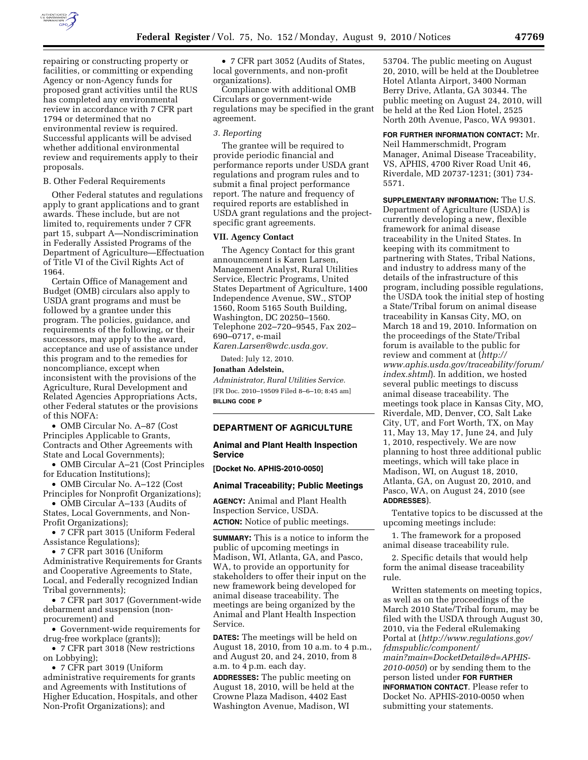repairing or constructing property or facilities, or committing or expending Agency or non-Agency funds for proposed grant activities until the RUS has completed any environmental review in accordance with 7 CFR part 1794 or determined that no environmental review is required. Successful applicants will be advised whether additional environmental review and requirements apply to their proposals.

B. Other Federal Requirements

Other Federal statutes and regulations apply to grant applications and to grant awards. These include, but are not limited to, requirements under 7 CFR part 15, subpart A—Nondiscrimination in Federally Assisted Programs of the Department of Agriculture—Effectuation of Title VI of the Civil Rights Act of 1964.

Certain Office of Management and Budget (OMB) circulars also apply to USDA grant programs and must be followed by a grantee under this program. The policies, guidance, and requirements of the following, or their successors, may apply to the award, acceptance and use of assistance under this program and to the remedies for noncompliance, except when inconsistent with the provisions of the Agriculture, Rural Development and Related Agencies Appropriations Acts, other Federal statutes or the provisions of this NOFA:

- OMB Circular No. A–87 (Cost Principles Applicable to Grants, Contracts and Other Agreements with State and Local Governments);
- OMB Circular A–21 (Cost Principles for Education Institutions);
- OMB Circular No. A–122 (Cost Principles for Nonprofit Organizations);
- OMB Circular A–133 (Audits of States, Local Governments, and Non-Profit Organizations);
- 7 CFR part 3015 (Uniform Federal Assistance Regulations);
- 7 CFR part 3016 (Uniform Administrative Requirements for Grants and Cooperative Agreements to State, Local, and Federally recognized Indian Tribal governments);
- 7 CFR part 3017 (Government-wide debarment and suspension (non-procurement) and
- Government-wide requirements for drug-free workplace (grants));
- 7 CFR part 3018 (New restrictions on Lobbying);
- 7 CFR part 3019 (Uniform administrative requirements for grants and Agreements with Institutions of Higher Education, Hospitals, and other Non-Profit Organizations); and
- 7 CFR part 3052 (Audits of States, local governments, and non-profit organizations).

Compliance with additional OMB Circulars or government-wide regulations may be specified in the grant agreement.

*3. Reporting*

The grantee will be required to provide periodic financial and performance reports under USDA grant regulations and program rules and to submit a final project performance report. The nature and frequency of required reports are established in USDA grant regulations and the project-specific grant agreements.

**VII. Agency Contact**

The Agency Contact for this grant announcement is Karen Larsen, Management Analyst, Rural Utilities Service, Electric Programs, United States Department of Agriculture, 1400 Independence Avenue, SW., STOP 1560, Room 5165 South Building, Washington, DC 20250–1560. Telephone 202–720–9545, Fax 202–690–0717, e-mail *Karen.Larsen@wdc.usda.gov.*

Dated: July 12, 2010.

**Jonathan Adelstein,**

*Administrator, Rural Utilities Service.*

[FR Doc. 2010–19509 Filed 8–6–10; 8:45 am]

**BILLING CODE P**

## DEPARTMENT OF AGRICULTURE

### Animal and Plant Health Inspection Service

**[Docket No. APHIS-2010-0050]**

### Animal Traceability; Public Meetings

**AGENCY:** Animal and Plant Health Inspection Service, USDA.

**ACTION:** Notice of public meetings.

**SUMMARY:** This is a notice to inform the public of upcoming meetings in Madison, WI, Atlanta, GA, and Pasco, WA, to provide an opportunity for stakeholders to offer their input on the new framework being developed for animal disease traceability. The meetings are being organized by the Animal and Plant Health Inspection Service.

**DATES:** The meetings will be held on August 18, 2010, from 10 a.m. to 4 p.m., and August 20, and 24, 2010, from 8 a.m. to 4 p.m. each day.

**ADDRESSES:** The public meeting on August 18, 2010, will be held at the Crowne Plaza Madison, 4402 East Washington Avenue, Madison, WI 53704. The public meeting on August 20, 2010, will be held at the Doubletree Hotel Atlanta Airport, 3400 Norman Berry Drive, Atlanta, GA 30344. The public meeting on August 24, 2010, will be held at the Red Lion Hotel, 2525 North 20th Avenue, Pasco, WA 99301.

**FOR FURTHER INFORMATION CONTACT:** Mr. Neil Hammerschmidt, Program Manager, Animal Disease Traceability, VS, APHIS, 4700 River Road Unit 46, Riverdale, MD 20737-1231; (301) 734-5571.

**SUPPLEMENTARY INFORMATION:** The U.S. Department of Agriculture (USDA) is currently developing a new, flexible framework for animal disease traceability in the United States. In keeping with its commitment to partnering with States, Tribal Nations, and industry to address many of the details of the infrastructure of this program, including possible regulations, the USDA took the initial step of hosting a State/Tribal forum on animal disease traceability in Kansas City, MO, on March 18 and 19, 2010. Information on the proceedings of the State/Tribal forum is available to the public for review and comment at (*http://www.aphis.usda.gov/traceability/forum/index.shtml*). In addition, we hosted several public meetings to discuss animal disease traceability. The meetings took place in Kansas City, MO, Riverdale, MD, Denver, CO, Salt Lake City, UT, and Fort Worth, TX, on May 11, May 13, May 17, June 24, and July 1, 2010, respectively. We are now planning to host three additional public meetings, which will take place in Madison, WI, on August 18, 2010, Atlanta, GA, on August 20, 2010, and Pasco, WA, on August 24, 2010 (see **ADDRESSES**).

Tentative topics to be discussed at the upcoming meetings include:

1. The framework for a proposed animal disease traceability rule.

2. Specific details that would help form the animal disease traceability rule.

Written statements on meeting topics, as well as on the proceedings of the March 2010 State/Tribal forum, may be filed with the USDA through August 30, 2010, via the Federal eRulemaking Portal at (*http://www.regulations.gov/fdmspublic/component/main?main=DocketDetail&d=APHIS-2010-0050*) or by sending them to the person listed under **FOR FURTHER INFORMATION CONTACT**. Please refer to Docket No. APHIS-2010-0050 when submitting your statements.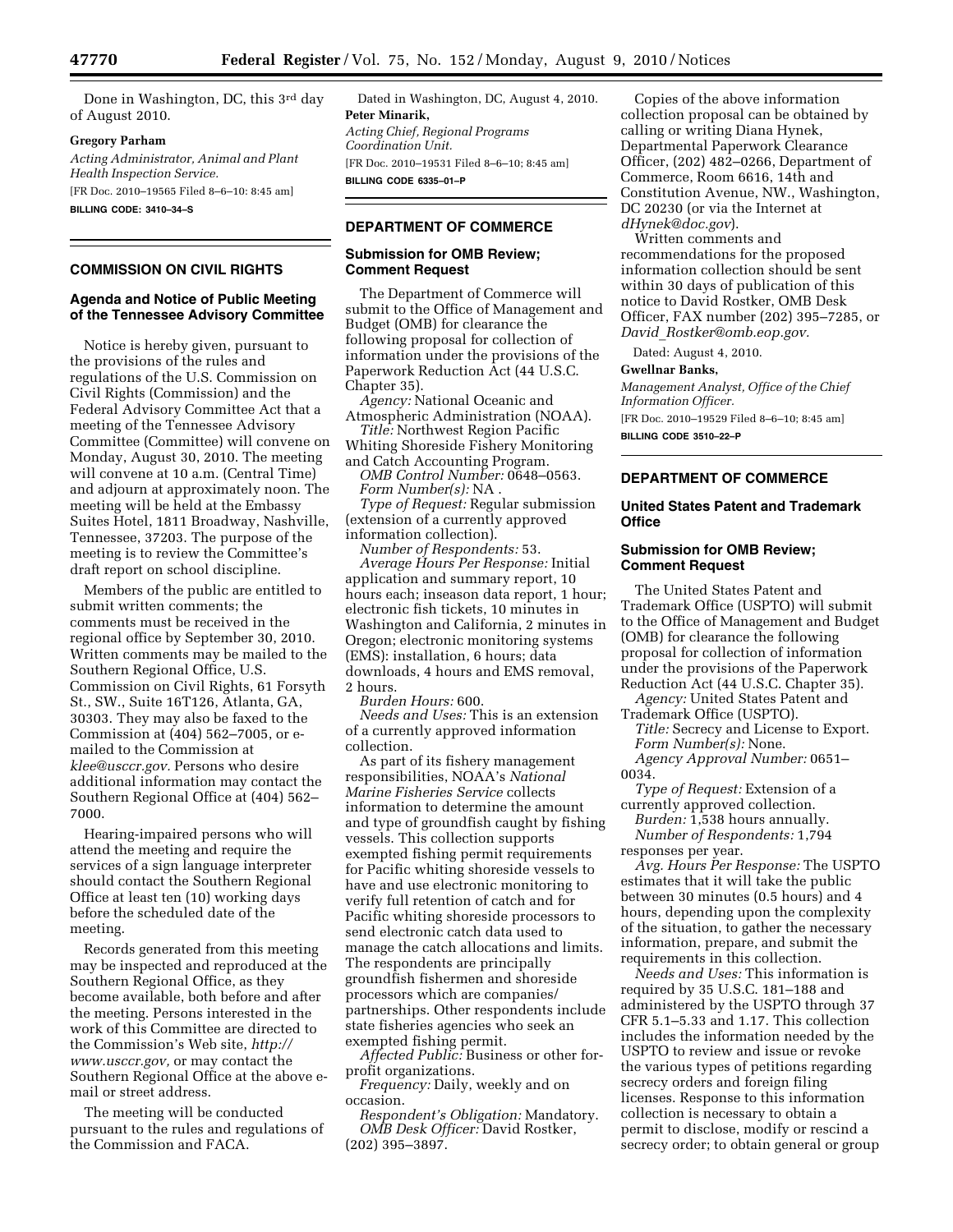Done in Washington, DC, this 3rd day of August 2010.

**Gregory Parham**

*Acting Administrator, Animal and Plant Health Inspection Service.*

[FR Doc. 2010–19565 Filed 8–6–10; 8:45 am]

**BILLING CODE: 3410–34–S**

## COMMISSION ON CIVIL RIGHTS

### Agenda and Notice of Public Meeting of the Tennessee Advisory Committee

Notice is hereby given, pursuant to the provisions of the rules and regulations of the U.S. Commission on Civil Rights (Commission) and the Federal Advisory Committee Act that a meeting of the Tennessee Advisory Committee (Committee) will convene on Monday, August 30, 2010. The meeting will convene at 10 a.m. (Central Time) and adjourn at approximately noon. The meeting will be held at the Embassy Suites Hotel, 1811 Broadway, Nashville, Tennessee, 37203. The purpose of the meeting is to review the Committee's draft report on school discipline.

Members of the public are entitled to submit written comments; the comments must be received in the regional office by September 30, 2010. Written comments may be mailed to the Southern Regional Office, U.S. Commission on Civil Rights, 61 Forsyth St., SW., Suite 16T126, Atlanta, GA, 30303. They may also be faxed to the Commission at (404) 562–7005, or e-mailed to the Commission at *klee@usccr.gov.* Persons who desire additional information may contact the Southern Regional Office at (404) 562–7000.

Hearing-impaired persons who will attend the meeting and require the services of a sign language interpreter should contact the Southern Regional Office at least ten (10) working days before the scheduled date of the meeting.

Records generated from this meeting may be inspected and reproduced at the Southern Regional Office, as they become available, both before and after the meeting. Persons interested in the work of this Committee are directed to the Commission's Web site, *http://www.usccr.gov,* or may contact the Southern Regional Office at the above e-mail or street address.

The meeting will be conducted pursuant to the rules and regulations of the Commission and FACA.

Dated in Washington, DC, August 4, 2010.

**Peter Minarik,**

*Acting Chief, Regional Programs Coordination Unit.*

[FR Doc. 2010–19531 Filed 8–6–10; 8:45 am]

**BILLING CODE 6335–01–P**

## DEPARTMENT OF COMMERCE

### Submission for OMB Review; Comment Request

The Department of Commerce will submit to the Office of Management and Budget (OMB) for clearance the following proposal for collection of information under the provisions of the Paperwork Reduction Act (44 U.S.C. Chapter 35).

*Agency:* National Oceanic and Atmospheric Administration (NOAA).

*Title:* Northwest Region Pacific Whiting Shoreside Fishery Monitoring and Catch Accounting Program.

*OMB Control Number:* 0648–0563.

*Form Number(s):* NA .

*Type of Request:* Regular submission (extension of a currently approved information collection).

*Number of Respondents:* 53.

*Average Hours Per Response:* Initial application and summary report, 10 hours each; inseason data report, 1 hour; electronic fish tickets, 10 minutes in Washington and California, 2 minutes in Oregon; electronic monitoring systems (EMS): installation, 6 hours; data downloads, 4 hours and EMS removal, 2 hours.

*Burden Hours:* 600.

*Needs and Uses:* This is an extension of a currently approved information collection.

As part of its fishery management responsibilities, NOAA's *National Marine Fisheries Service* collects information to determine the amount and type of groundfish caught by fishing vessels. This collection supports exempted fishing permit requirements for Pacific whiting shoreside vessels to have and use electronic monitoring to verify full retention of catch and for Pacific whiting shoreside processors to send electronic catch data used to manage the catch allocations and limits. The respondents are principally groundfish fishermen and shoreside processors which are companies/partnerships. Other respondents include state fisheries agencies who seek an exempted fishing permit.

*Affected Public:* Business or other for-profit organizations.

*Frequency:* Daily, weekly and on occasion.

*Respondent's Obligation:* Mandatory.

*OMB Desk Officer:* David Rostker, (202) 395–3897.

Copies of the above information collection proposal can be obtained by calling or writing Diana Hynek, Departmental Paperwork Clearance Officer, (202) 482–0266, Department of Commerce, Room 6616, 14th and Constitution Avenue, NW., Washington, DC 20230 (or via the Internet at *dHynek@doc.gov*).

Written comments and recommendations for the proposed information collection should be sent within 30 days of publication of this notice to David Rostker, OMB Desk Officer, FAX number (202) 395–7285, or *David_Rostker@omb.eop.gov.*

Dated: August 4, 2010.

**Gwellnar Banks,**

*Management Analyst, Office of the Chief Information Officer.*

[FR Doc. 2010–19529 Filed 8–6–10; 8:45 am]

**BILLING CODE 3510–22–P**

## DEPARTMENT OF COMMERCE

### United States Patent and Trademark Office

### Submission for OMB Review; Comment Request

The United States Patent and Trademark Office (USPTO) will submit to the Office of Management and Budget (OMB) for clearance the following proposal for collection of information under the provisions of the Paperwork Reduction Act (44 U.S.C. Chapter 35).

*Agency:* United States Patent and Trademark Office (USPTO).

*Title:* Secrecy and License to Export.

*Form Number(s):* None.

*Agency Approval Number:* 0651–0034.

*Type of Request:* Extension of a currently approved collection.

*Burden:* 1,538 hours annually.

*Number of Respondents:* 1,794 responses per year.

*Avg. Hours Per Response:* The USPTO estimates that it will take the public between 30 minutes (0.5 hours) and 4 hours, depending upon the complexity of the situation, to gather the necessary information, prepare, and submit the requirements in this collection.

*Needs and Uses:* This information is required by 35 U.S.C. 181–188 and administered by the USPTO through 37 CFR 5.1–5.33 and 1.17. This collection includes the information needed by the USPTO to review and issue or revoke the various types of petitions regarding secrecy orders and foreign filing licenses. Response to this information collection is necessary to obtain a permit to disclose, modify or rescind a secrecy order; to obtain general or group